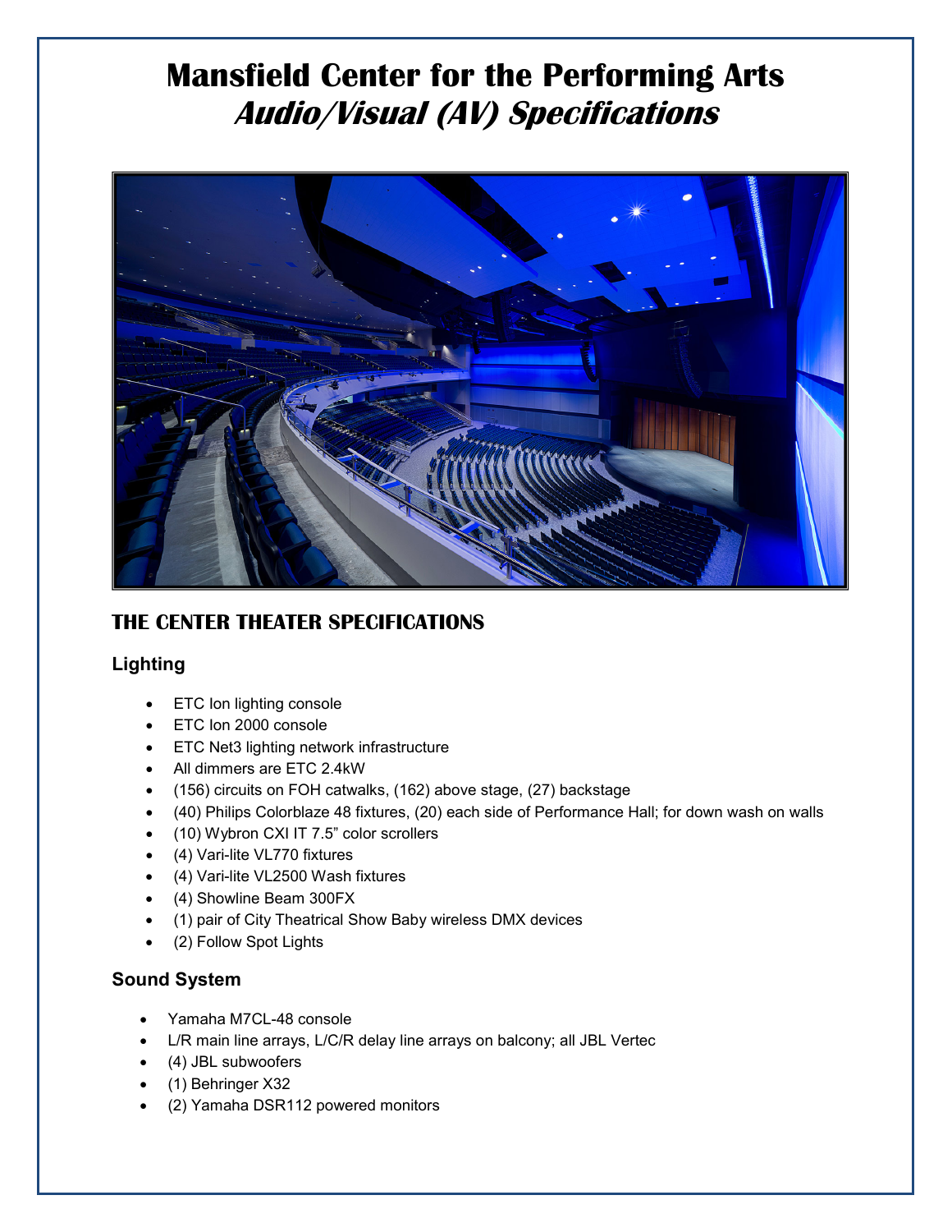# Mansfield Center for the Performing Arts
## *Audio/Visual (AV) Specifications*

### THE CENTER THEATER SPECIFICATIONS

#### Lighting

- ETC Ion lighting console
- ETC Ion 2000 console
- ETC Net3 lighting network infrastructure
- All dimmers are ETC 2.4kW
- (156) circuits on FOH catwalks, (162) above stage, (27) backstage
- (40) Philips Colorblaze 48 fixtures, (20) each side of Performance Hall; for down wash on walls
- (10) Wybron CXI IT 7.5" color scrollers
- (4) Vari-lite VL770 fixtures
- (4) Vari-lite VL2500 Wash fixtures
- (4) Showline Beam 300FX
- (1) pair of City Theatrical Show Baby wireless DMX devices
- (2) Follow Spot Lights

#### Sound System

- Yamaha M7CL-48 console
- L/R main line arrays, L/C/R delay line arrays on balcony; all JBL Vertec
- (4) JBL subwoofers
- (1) Behringer X32
- (2) Yamaha DSR112 powered monitors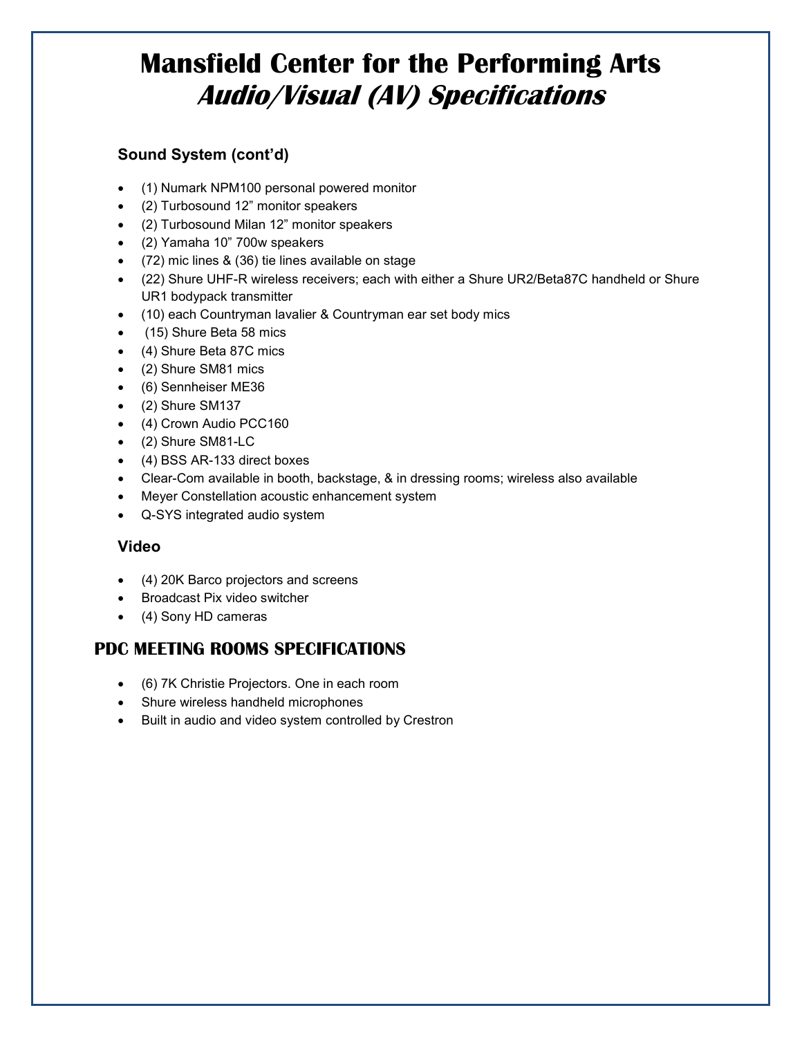# Mansfield Center for the Performing Arts
## *Audio/Visual (AV) Specifications*

### Sound System (cont'd)

- (1) Numark NPM100 personal powered monitor
- (2) Turbosound 12" monitor speakers
- (2) Turbosound Milan 12" monitor speakers
- (2) Yamaha 10" 700w speakers
- (72) mic lines & (36) tie lines available on stage
- (22) Shure UHF-R wireless receivers; each with either a Shure UR2/Beta87C handheld or Shure UR1 bodypack transmitter
- (10) each Countryman lavalier & Countryman ear set body mics
- (15) Shure Beta 58 mics
- (4) Shure Beta 87C mics
- (2) Shure SM81 mics
- (6) Sennheiser ME36
- (2) Shure SM137
- (4) Crown Audio PCC160
- (2) Shure SM81-LC
- (4) BSS AR-133 direct boxes
- Clear-Com available in booth, backstage, & in dressing rooms; wireless also available
- Meyer Constellation acoustic enhancement system
- Q-SYS integrated audio system

### Video

- (4) 20K Barco projectors and screens
- Broadcast Pix video switcher
- (4) Sony HD cameras

## PDC MEETING ROOMS SPECIFICATIONS

- (6) 7K Christie Projectors. One in each room
- Shure wireless handheld microphones
- Built in audio and video system controlled by Crestron